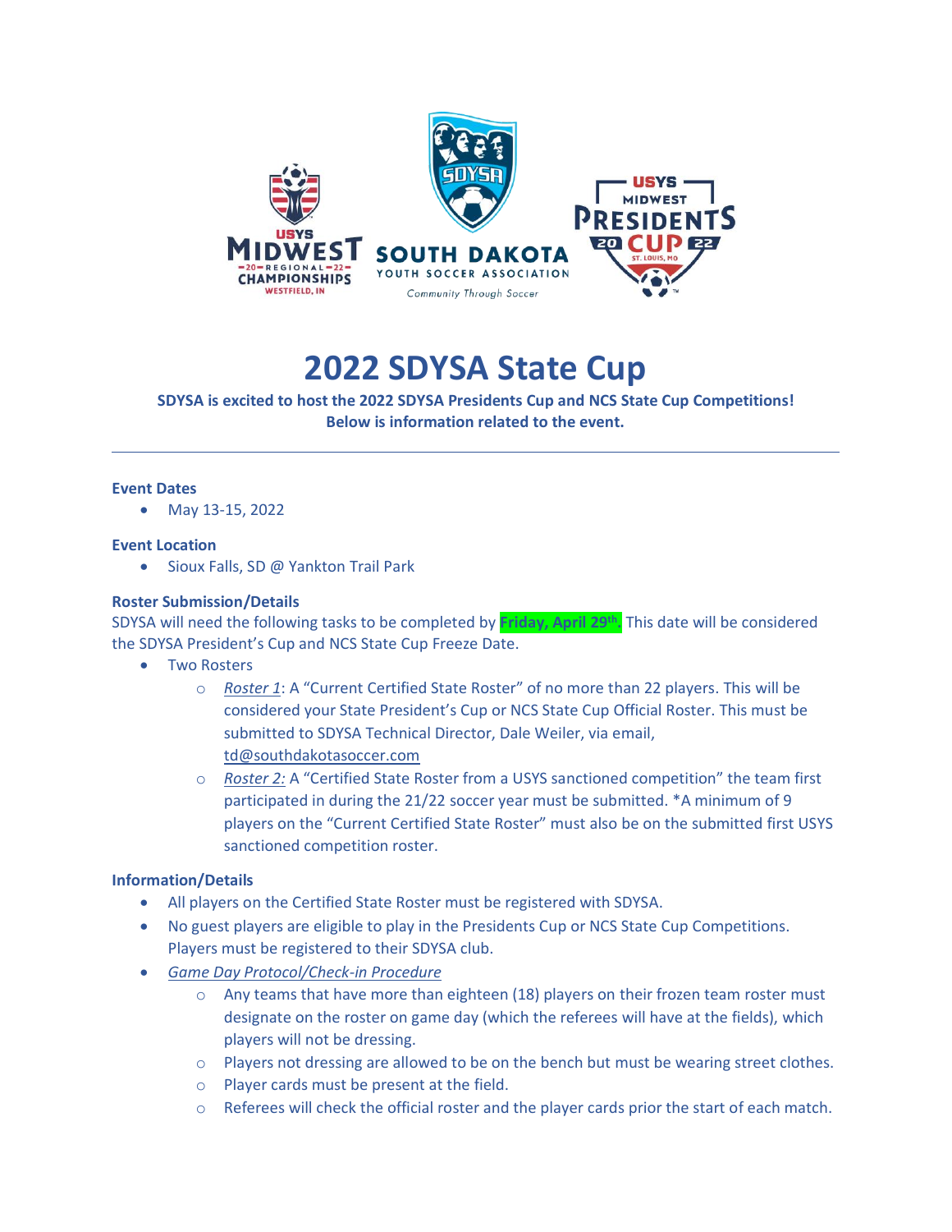# 2022 SDYSA State Cup

**SDYSA is excited to host the 2022 SDYSA Presidents Cup and NCS State Cup Competitions!**
**Below is information related to the event.**

---

### Event Dates

- May 13-15, 2022

### Event Location

- Sioux Falls, SD @ Yankton Trail Park

### Roster Submission/Details

SDYSA will need the following tasks to be completed by **Friday, April 29th.** This date will be considered the SDYSA President's Cup and NCS State Cup Freeze Date.

- Two Rosters
  - *Roster 1*: A "Current Certified State Roster" of no more than 22 players. This will be considered your State President's Cup or NCS State Cup Official Roster. This must be submitted to SDYSA Technical Director, Dale Weiler, via email, td@southdakotasoccer.com
  - *Roster 2:* A "Certified State Roster from a USYS sanctioned competition" the team first participated in during the 21/22 soccer year must be submitted. *A minimum of 9 players on the "Current Certified State Roster" must also be on the submitted first USYS sanctioned competition roster.

### Information/Details

- All players on the Certified State Roster must be registered with SDYSA.
- No guest players are eligible to play in the Presidents Cup or NCS State Cup Competitions. Players must be registered to their SDYSA club.
- *Game Day Protocol/Check-in Procedure*
  - Any teams that have more than eighteen (18) players on their frozen team roster must designate on the roster on game day (which the referees will have at the fields), which players will not be dressing.
  - Players not dressing are allowed to be on the bench but must be wearing street clothes.
  - Player cards must be present at the field.
  - Referees will check the official roster and the player cards prior the start of each match.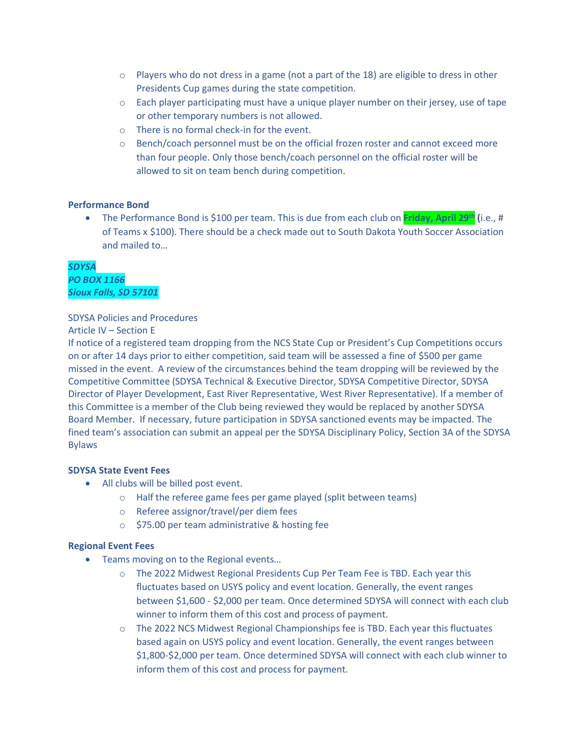- Players who do not dress in a game (not a part of the 18) are eligible to dress in other Presidents Cup games during the state competition.
  - Each player participating must have a unique player number on their jersey, use of tape or other temporary numbers is not allowed.
  - There is no formal check-in for the event.
  - Bench/coach personnel must be on the official frozen roster and cannot exceed more than four people. Only those bench/coach personnel on the official roster will be allowed to sit on team bench during competition.

**Performance Bond**

- The Performance Bond is $100 per team. This is due from each club on **Friday, April 29th** **(**i.e., # of Teams x $100). There should be a check made out to South Dakota Youth Soccer Association and mailed to…

***SDYSA***
***PO BOX 1166***
***Sioux Falls, SD 57101***

SDYSA Policies and Procedures
Article IV – Section E
If notice of a registered team dropping from the NCS State Cup or President's Cup Competitions occurs on or after 14 days prior to either competition, said team will be assessed a fine of $500 per game missed in the event. A review of the circumstances behind the team dropping will be reviewed by the Competitive Committee (SDYSA Technical & Executive Director, SDYSA Competitive Director, SDYSA Director of Player Development, East River Representative, West River Representative). If a member of this Committee is a member of the Club being reviewed they would be replaced by another SDYSA Board Member. If necessary, future participation in SDYSA sanctioned events may be impacted. The fined team's association can submit an appeal per the SDYSA Disciplinary Policy, Section 3A of the SDYSA Bylaws

**SDYSA State Event Fees**

- All clubs will be billed post event.
  - Half the referee game fees per game played (split between teams)
  - Referee assignor/travel/per diem fees
  - $75.00 per team administrative & hosting fee

**Regional Event Fees**

- Teams moving on to the Regional events…
  - The 2022 Midwest Regional Presidents Cup Per Team Fee is TBD. Each year this fluctuates based on USYS policy and event location. Generally, the event ranges between $1,600 - $2,000 per team. Once determined SDYSA will connect with each club winner to inform them of this cost and process of payment.
  - The 2022 NCS Midwest Regional Championships fee is TBD. Each year this fluctuates based again on USYS policy and event location. Generally, the event ranges between $1,800-$2,000 per team. Once determined SDYSA will connect with each club winner to inform them of this cost and process for payment.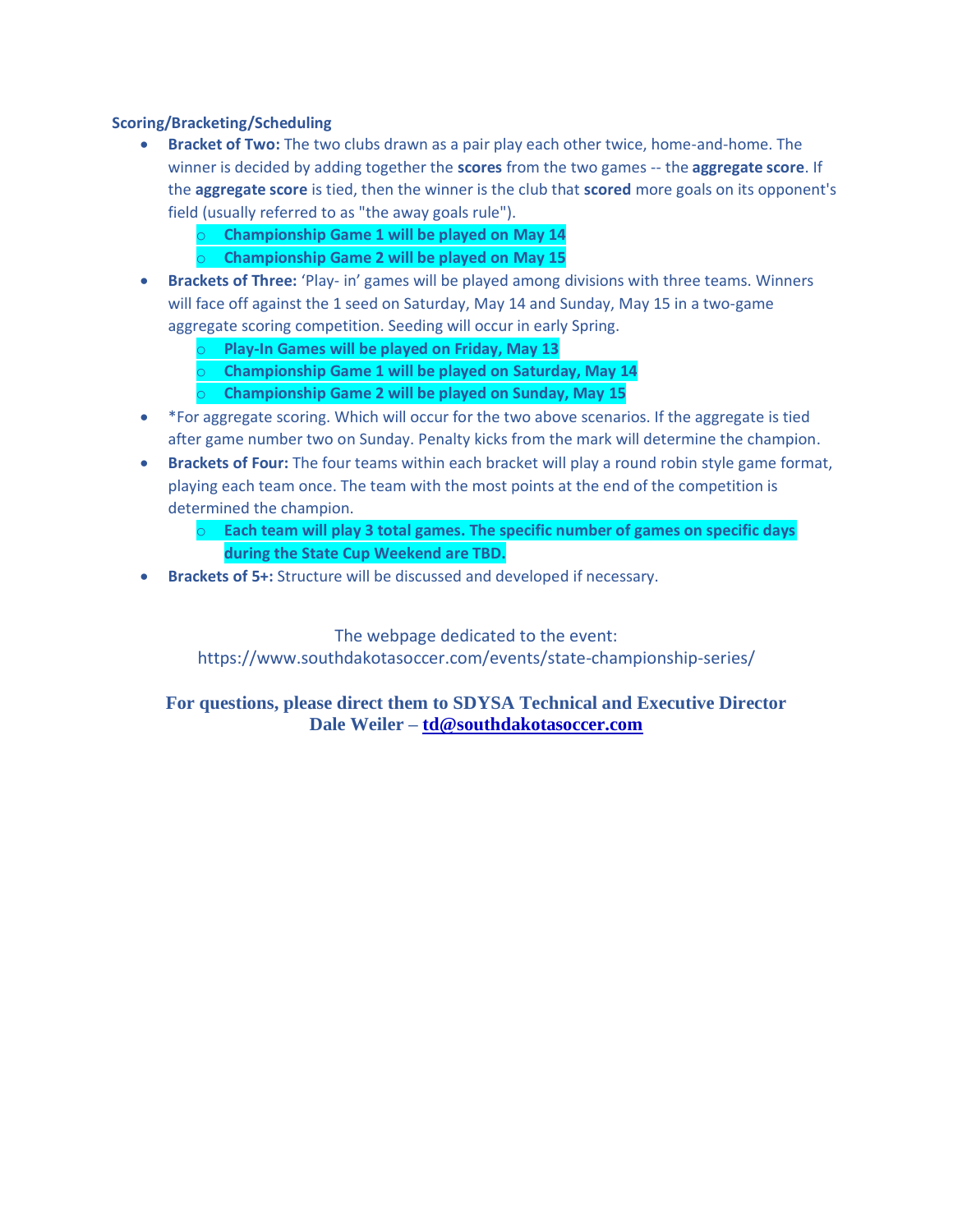**Scoring/Bracketing/Scheduling**

- **Bracket of Two:** The two clubs drawn as a pair play each other twice, home-and-home. The winner is decided by adding together the **scores** from the two games -- the **aggregate score**. If the **aggregate score** is tied, then the winner is the club that **scored** more goals on its opponent's field (usually referred to as "the away goals rule").
  - **Championship Game 1 will be played on May 14**
  - **Championship Game 2 will be played on May 15**
- **Brackets of Three:** 'Play- in' games will be played among divisions with three teams. Winners will face off against the 1 seed on Saturday, May 14 and Sunday, May 15 in a two-game aggregate scoring competition. Seeding will occur in early Spring.
  - **Play-In Games will be played on Friday, May 13**
  - **Championship Game 1 will be played on Saturday, May 14**
  - **Championship Game 2 will be played on Sunday, May 15**
- *For aggregate scoring. Which will occur for the two above scenarios. If the aggregate is tied after game number two on Sunday. Penalty kicks from the mark will determine the champion.
- **Brackets of Four:** The four teams within each bracket will play a round robin style game format, playing each team once. The team with the most points at the end of the competition is determined the champion.
  - **Each team will play 3 total games. The specific number of games on specific days during the State Cup Weekend are TBD.**
- **Brackets of 5+:** Structure will be discussed and developed if necessary.

The webpage dedicated to the event:
https://www.southdakotasoccer.com/events/state-championship-series/

**For questions, please direct them to SDYSA Technical and Executive Director Dale Weiler – td@southdakotasoccer.com**